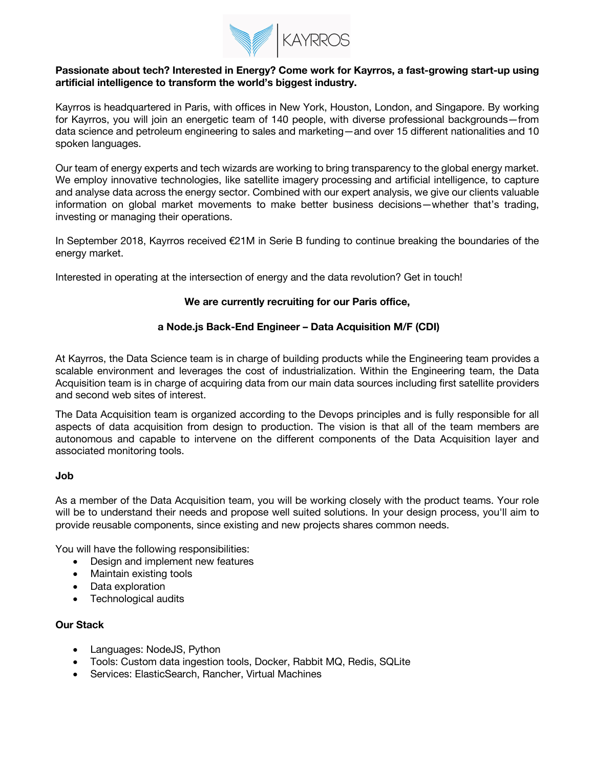KAYRROS

**Passionate about tech? Interested in Energy? Come work for Kayrros, a fast-growing start-up using artificial intelligence to transform the world's biggest industry.**

Kayrros is headquartered in Paris, with offices in New York, Houston, London, and Singapore. By working for Kayrros, you will join an energetic team of 140 people, with diverse professional backgrounds—from data science and petroleum engineering to sales and marketing—and over 15 different nationalities and 10 spoken languages.

Our team of energy experts and tech wizards are working to bring transparency to the global energy market. We employ innovative technologies, like satellite imagery processing and artificial intelligence, to capture and analyse data across the energy sector. Combined with our expert analysis, we give our clients valuable information on global market movements to make better business decisions—whether that's trading, investing or managing their operations.

In September 2018, Kayrros received €21M in Serie B funding to continue breaking the boundaries of the energy market.

Interested in operating at the intersection of energy and the data revolution? Get in touch!

**We are currently recruiting for our Paris office,**

**a Node.js Back-End Engineer – Data Acquisition M/F (CDI)**

At Kayrros, the Data Science team is in charge of building products while the Engineering team provides a scalable environment and leverages the cost of industrialization. Within the Engineering team, the Data Acquisition team is in charge of acquiring data from our main data sources including first satellite providers and second web sites of interest.

The Data Acquisition team is organized according to the Devops principles and is fully responsible for all aspects of data acquisition from design to production. The vision is that all of the team members are autonomous and capable to intervene on the different components of the Data Acquisition layer and associated monitoring tools.

**Job**

As a member of the Data Acquisition team, you will be working closely with the product teams. Your role will be to understand their needs and propose well suited solutions. In your design process, you'll aim to provide reusable components, since existing and new projects shares common needs.

You will have the following responsibilities:

- Design and implement new features
- Maintain existing tools
- Data exploration
- Technological audits

**Our Stack**

- Languages: NodeJS, Python
- Tools: Custom data ingestion tools, Docker, Rabbit MQ, Redis, SQLite
- Services: ElasticSearch, Rancher, Virtual Machines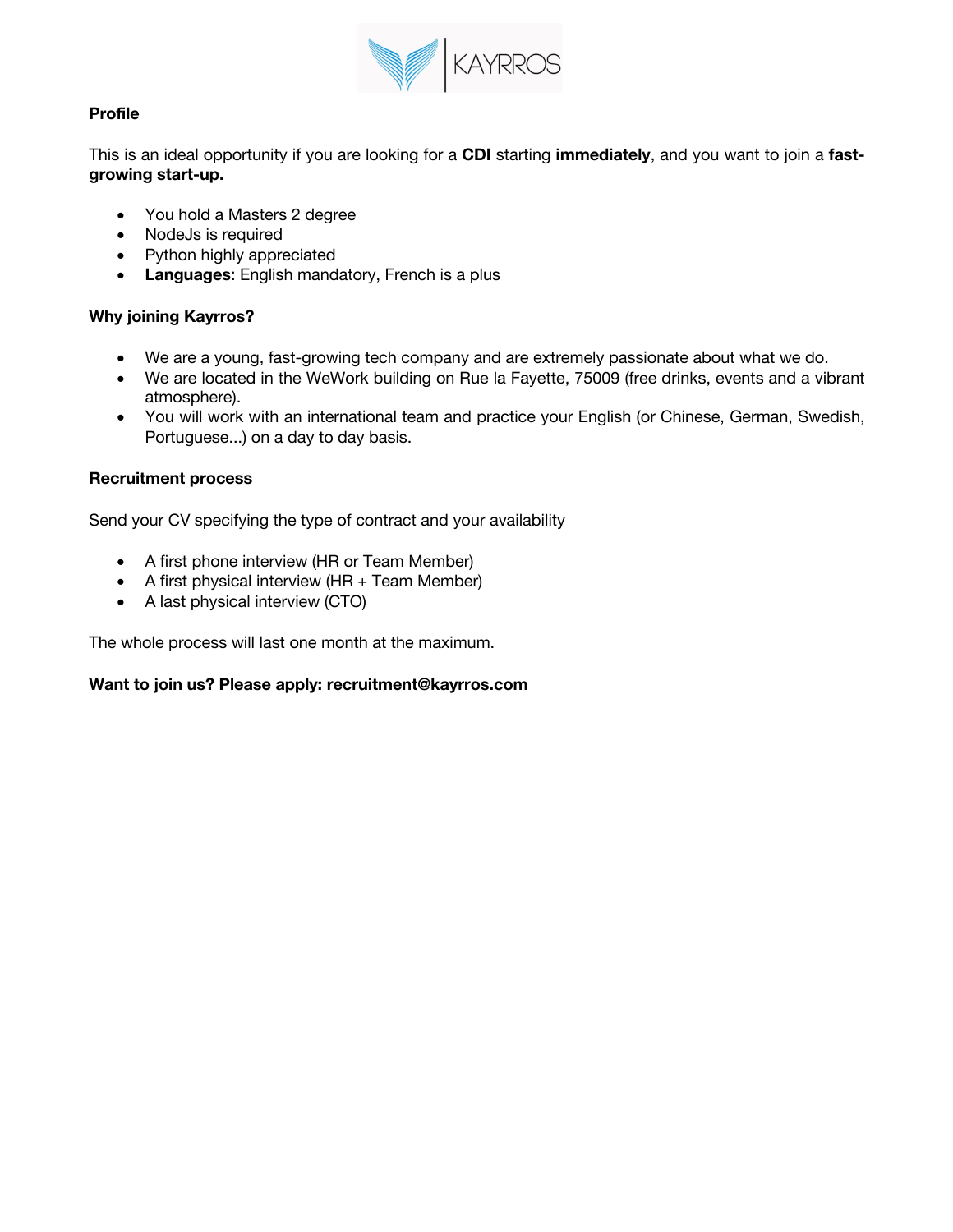**Profile**

This is an ideal opportunity if you are looking for a **CDI** starting **immediately**, and you want to join a **fast-growing start-up.**

- You hold a Masters 2 degree
- NodeJs is required
- Python highly appreciated
- **Languages**: English mandatory, French is a plus

**Why joining Kayrros?**

- We are a young, fast-growing tech company and are extremely passionate about what we do.
- We are located in the WeWork building on Rue la Fayette, 75009 (free drinks, events and a vibrant atmosphere).
- You will work with an international team and practice your English (or Chinese, German, Swedish, Portuguese...) on a day to day basis.

**Recruitment process**

Send your CV specifying the type of contract and your availability

- A first phone interview (HR or Team Member)
- A first physical interview (HR + Team Member)
- A last physical interview (CTO)

The whole process will last one month at the maximum.

**Want to join us? Please apply: recruitment@kayrros.com**